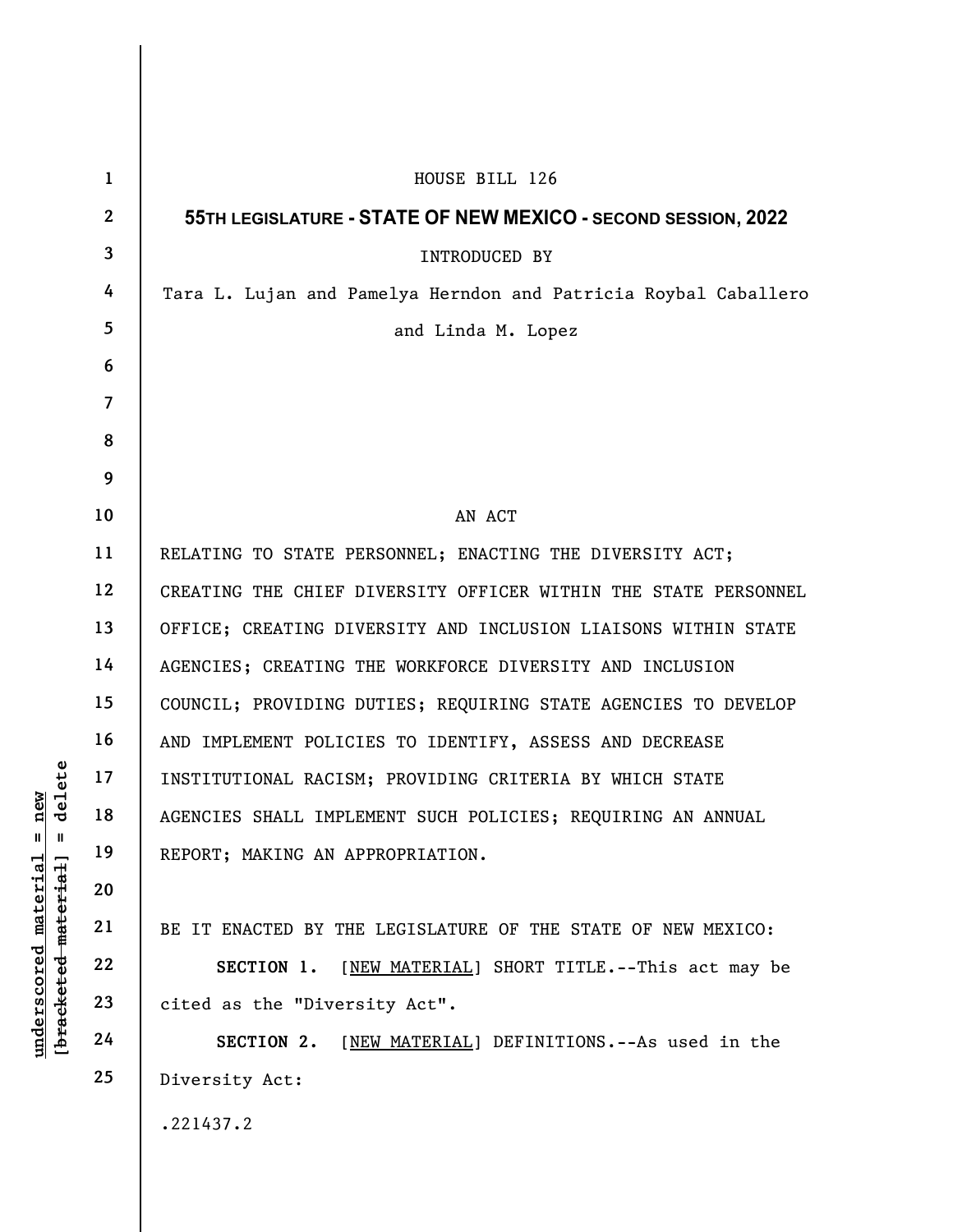HOUSE BILL 126

**55TH LEGISLATURE - STATE OF NEW MEXICO - SECOND SESSION, 2022**

INTRODUCED BY

Tara L. Lujan and Pamelya Herndon and Patricia Roybal Caballero and Linda M. Lopez

AN ACT

RELATING TO STATE PERSONNEL; ENACTING THE DIVERSITY ACT; CREATING THE CHIEF DIVERSITY OFFICER WITHIN THE STATE PERSONNEL OFFICE; CREATING DIVERSITY AND INCLUSION LIAISONS WITHIN STATE AGENCIES; CREATING THE WORKFORCE DIVERSITY AND INCLUSION COUNCIL; PROVIDING DUTIES; REQUIRING STATE AGENCIES TO DEVELOP AND IMPLEMENT POLICIES TO IDENTIFY, ASSESS AND DECREASE INSTITUTIONAL RACISM; PROVIDING CRITERIA BY WHICH STATE AGENCIES SHALL IMPLEMENT SUCH POLICIES; REQUIRING AN ANNUAL REPORT; MAKING AN APPROPRIATION.

BE IT ENACTED BY THE LEGISLATURE OF THE STATE OF NEW MEXICO:

**SECTION 1.** [NEW MATERIAL] SHORT TITLE.--This act may be cited as the "Diversity Act".

**SECTION 2.** [NEW MATERIAL] DEFINITIONS.--As used in the Diversity Act:

.221437.2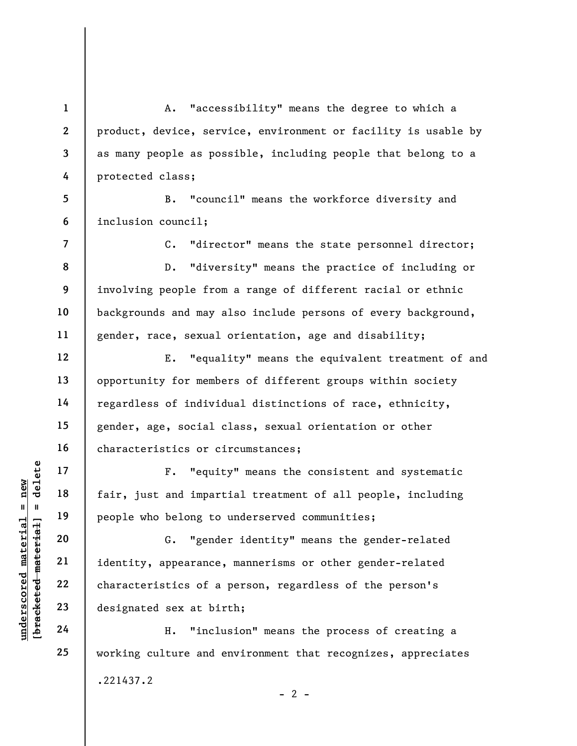A. "accessibility" means the degree to which a product, device, service, environment or facility is usable by as many people as possible, including people that belong to a protected class;

B. "council" means the workforce diversity and inclusion council;

C. "director" means the state personnel director;

D. "diversity" means the practice of including or involving people from a range of different racial or ethnic backgrounds and may also include persons of every background, gender, race, sexual orientation, age and disability;

E. "equality" means the equivalent treatment of and opportunity for members of different groups within society regardless of individual distinctions of race, ethnicity, gender, age, social class, sexual orientation or other characteristics or circumstances;

F. "equity" means the consistent and systematic fair, just and impartial treatment of all people, including people who belong to underserved communities;

G. "gender identity" means the gender-related identity, appearance, mannerisms or other gender-related characteristics of a person, regardless of the person's designated sex at birth;

H. "inclusion" means the process of creating a working culture and environment that recognizes, appreciates

.221437.2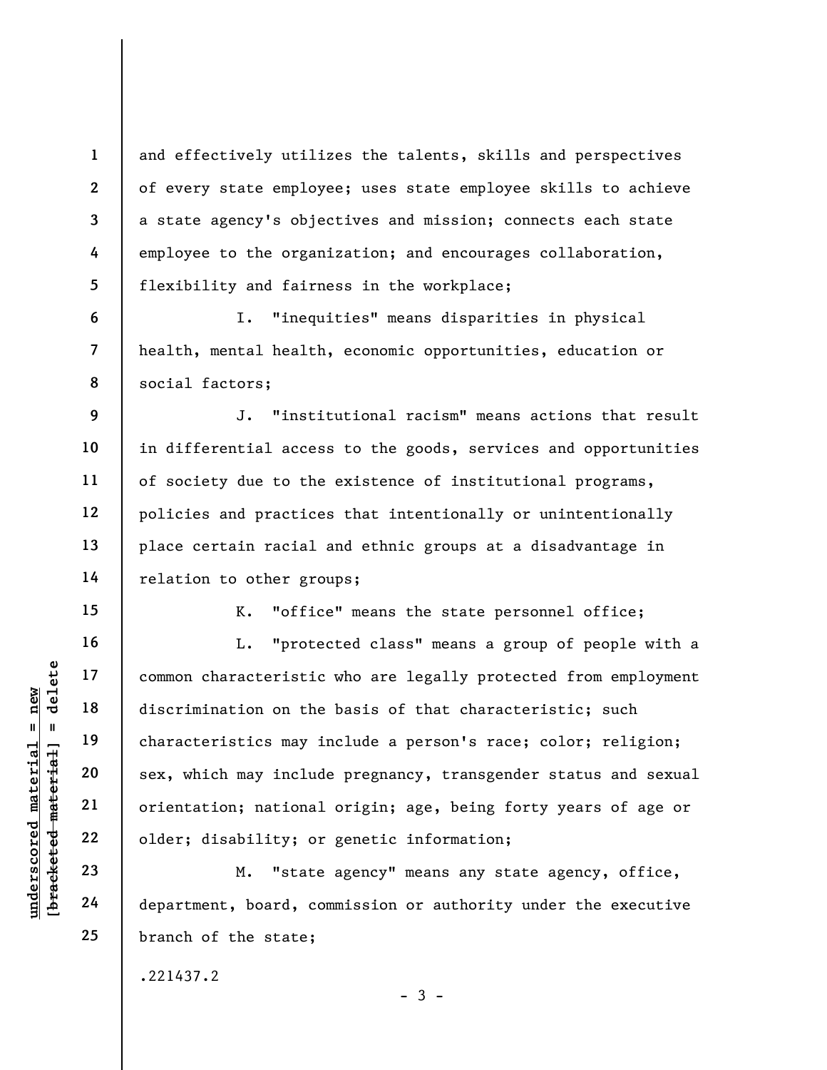and effectively utilizes the talents, skills and perspectives of every state employee; uses state employee skills to achieve a state agency's objectives and mission; connects each state employee to the organization; and encourages collaboration, flexibility and fairness in the workplace;

I. "inequities" means disparities in physical health, mental health, economic opportunities, education or social factors;

J. "institutional racism" means actions that result in differential access to the goods, services and opportunities of society due to the existence of institutional programs, policies and practices that intentionally or unintentionally place certain racial and ethnic groups at a disadvantage in relation to other groups;

K. "office" means the state personnel office;

L. "protected class" means a group of people with a common characteristic who are legally protected from employment discrimination on the basis of that characteristic; such characteristics may include a person's race; color; religion; sex, which may include pregnancy, transgender status and sexual orientation; national origin; age, being forty years of age or older; disability; or genetic information;

M. "state agency" means any state agency, office, department, board, commission or authority under the executive branch of the state;

.221437.2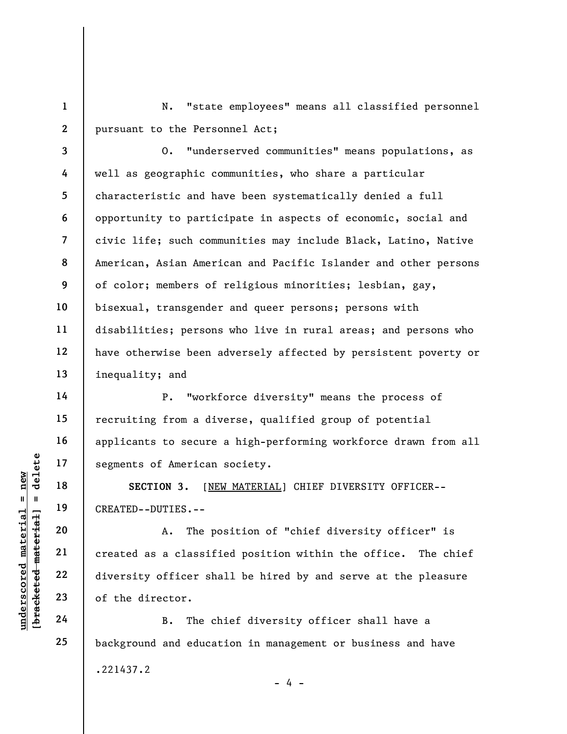N. "state employees" means all classified personnel pursuant to the Personnel Act;

O. "underserved communities" means populations, as well as geographic communities, who share a particular characteristic and have been systematically denied a full opportunity to participate in aspects of economic, social and civic life; such communities may include Black, Latino, Native American, Asian American and Pacific Islander and other persons of color; members of religious minorities; lesbian, gay, bisexual, transgender and queer persons; persons with disabilities; persons who live in rural areas; and persons who have otherwise been adversely affected by persistent poverty or inequality; and

P. "workforce diversity" means the process of recruiting from a diverse, qualified group of potential applicants to secure a high-performing workforce drawn from all segments of American society.

**SECTION 3.** [<u>NEW MATERIAL</u>] CHIEF DIVERSITY OFFICER--CREATED--DUTIES.--

A. The position of "chief diversity officer" is created as a classified position within the office. The chief diversity officer shall be hired by and serve at the pleasure of the director.

B. The chief diversity officer shall have a background and education in management or business and have

.221437.2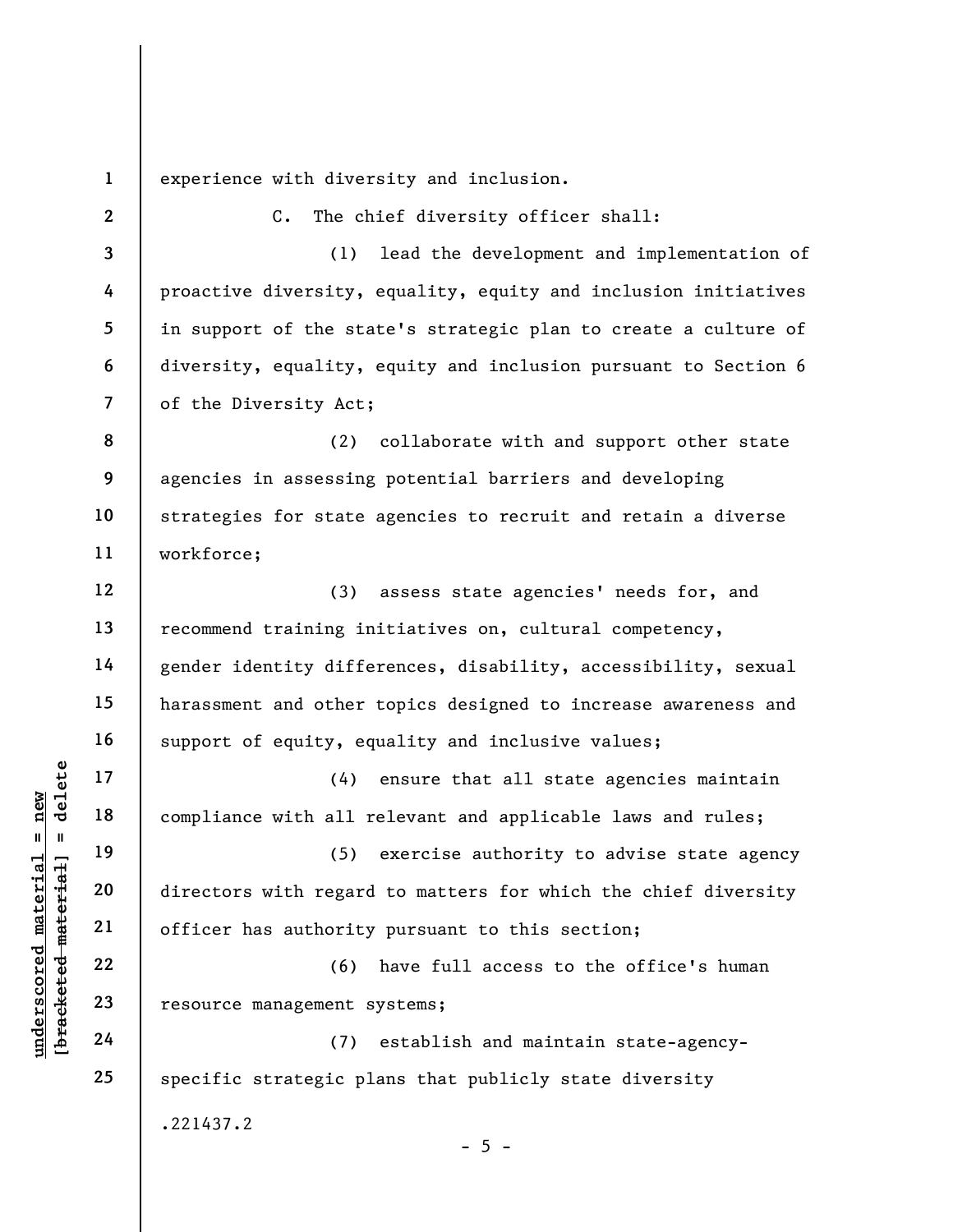experience with diversity and inclusion.

C. The chief diversity officer shall:

(1) lead the development and implementation of proactive diversity, equality, equity and inclusion initiatives in support of the state's strategic plan to create a culture of diversity, equality, equity and inclusion pursuant to Section 6 of the Diversity Act;

(2) collaborate with and support other state agencies in assessing potential barriers and developing strategies for state agencies to recruit and retain a diverse workforce;

(3) assess state agencies' needs for, and recommend training initiatives on, cultural competency, gender identity differences, disability, accessibility, sexual harassment and other topics designed to increase awareness and support of equity, equality and inclusive values;

(4) ensure that all state agencies maintain compliance with all relevant and applicable laws and rules;

(5) exercise authority to advise state agency directors with regard to matters for which the chief diversity officer has authority pursuant to this section;

(6) have full access to the office's human resource management systems;

(7) establish and maintain state-agency-specific strategic plans that publicly state diversity

.221437.2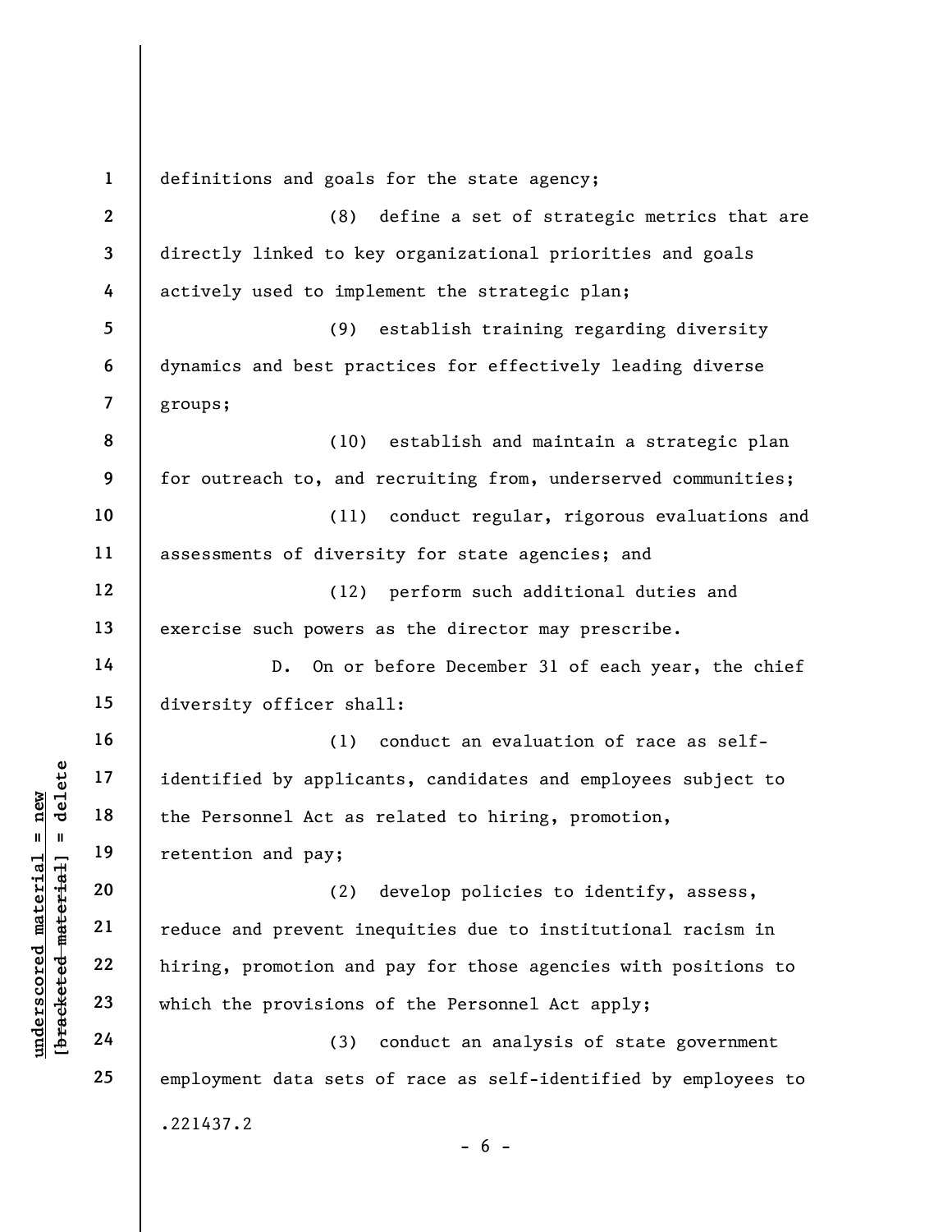definitions and goals for the state agency;

(8) define a set of strategic metrics that are directly linked to key organizational priorities and goals actively used to implement the strategic plan;

(9) establish training regarding diversity dynamics and best practices for effectively leading diverse groups;

(10) establish and maintain a strategic plan for outreach to, and recruiting from, underserved communities;

(11) conduct regular, rigorous evaluations and assessments of diversity for state agencies; and

(12) perform such additional duties and exercise such powers as the director may prescribe.

D. On or before December 31 of each year, the chief diversity officer shall:

(1) conduct an evaluation of race as self-identified by applicants, candidates and employees subject to the Personnel Act as related to hiring, promotion, retention and pay;

(2) develop policies to identify, assess, reduce and prevent inequities due to institutional racism in hiring, promotion and pay for those agencies with positions to which the provisions of the Personnel Act apply;

(3) conduct an analysis of state government employment data sets of race as self-identified by employees to

.221437.2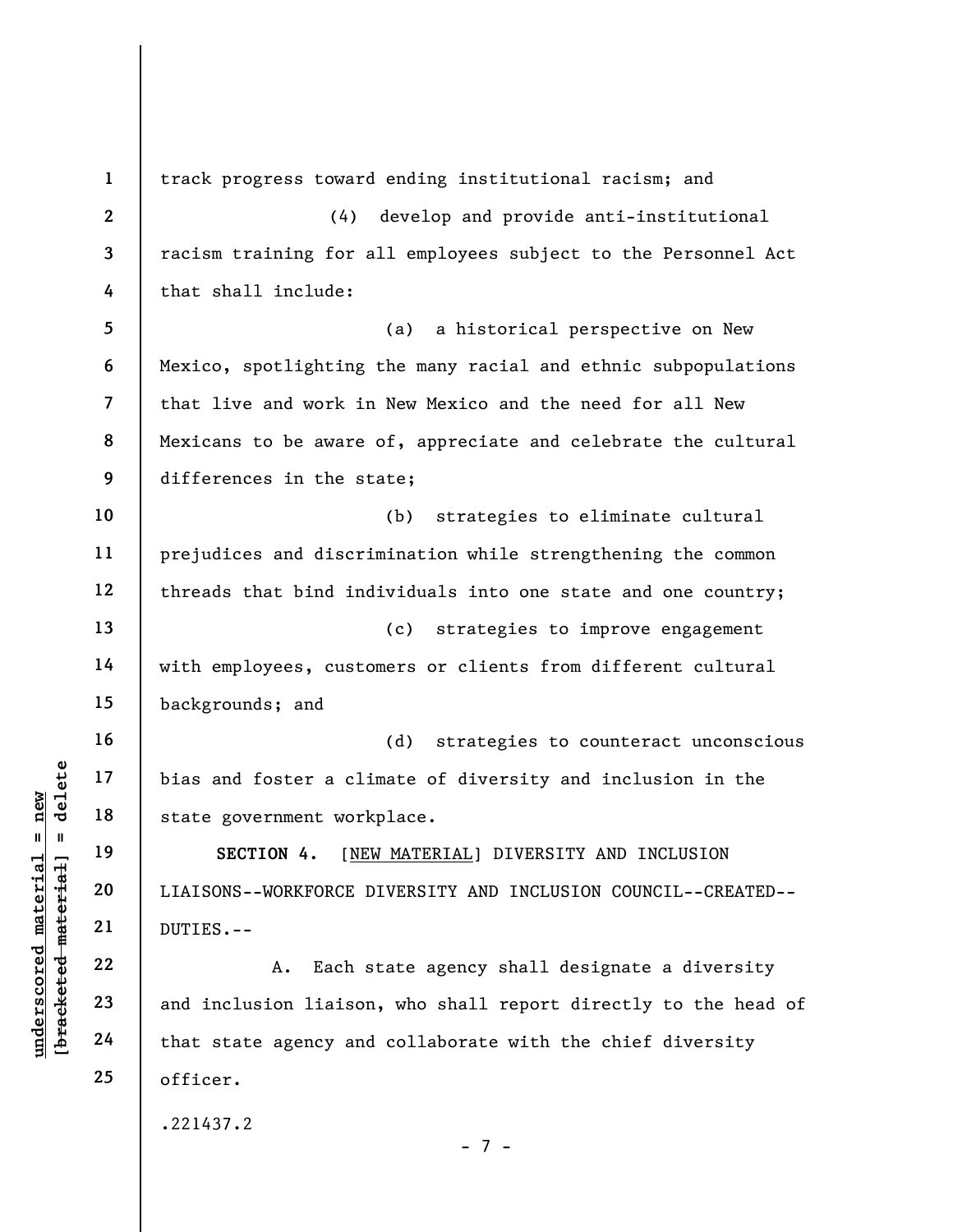track progress toward ending institutional racism; and

(4) develop and provide anti-institutional racism training for all employees subject to the Personnel Act that shall include:

(a) a historical perspective on New Mexico, spotlighting the many racial and ethnic subpopulations that live and work in New Mexico and the need for all New Mexicans to be aware of, appreciate and celebrate the cultural differences in the state;

(b) strategies to eliminate cultural prejudices and discrimination while strengthening the common threads that bind individuals into one state and one country;

(c) strategies to improve engagement with employees, customers or clients from different cultural backgrounds; and

(d) strategies to counteract unconscious bias and foster a climate of diversity and inclusion in the state government workplace.

**SECTION 4.** [NEW MATERIAL] DIVERSITY AND INCLUSION LIAISONS--WORKFORCE DIVERSITY AND INCLUSION COUNCIL--CREATED--DUTIES.--

A. Each state agency shall designate a diversity and inclusion liaison, who shall report directly to the head of that state agency and collaborate with the chief diversity officer.

.221437.2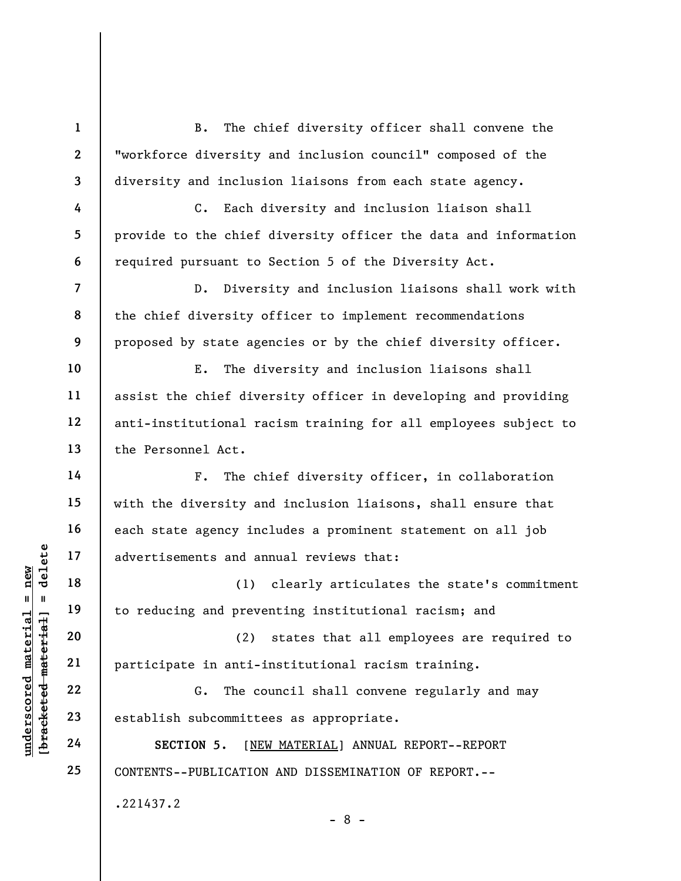B. The chief diversity officer shall convene the "workforce diversity and inclusion council" composed of the diversity and inclusion liaisons from each state agency.

C. Each diversity and inclusion liaison shall provide to the chief diversity officer the data and information required pursuant to Section 5 of the Diversity Act.

D. Diversity and inclusion liaisons shall work with the chief diversity officer to implement recommendations proposed by state agencies or by the chief diversity officer.

E. The diversity and inclusion liaisons shall assist the chief diversity officer in developing and providing anti-institutional racism training for all employees subject to the Personnel Act.

F. The chief diversity officer, in collaboration with the diversity and inclusion liaisons, shall ensure that each state agency includes a prominent statement on all job advertisements and annual reviews that:

(1) clearly articulates the state's commitment to reducing and preventing institutional racism; and

(2) states that all employees are required to participate in anti-institutional racism training.

G. The council shall convene regularly and may establish subcommittees as appropriate.

**SECTION 5.** [NEW MATERIAL] ANNUAL REPORT--REPORT CONTENTS--PUBLICATION AND DISSEMINATION OF REPORT.--

.221437.2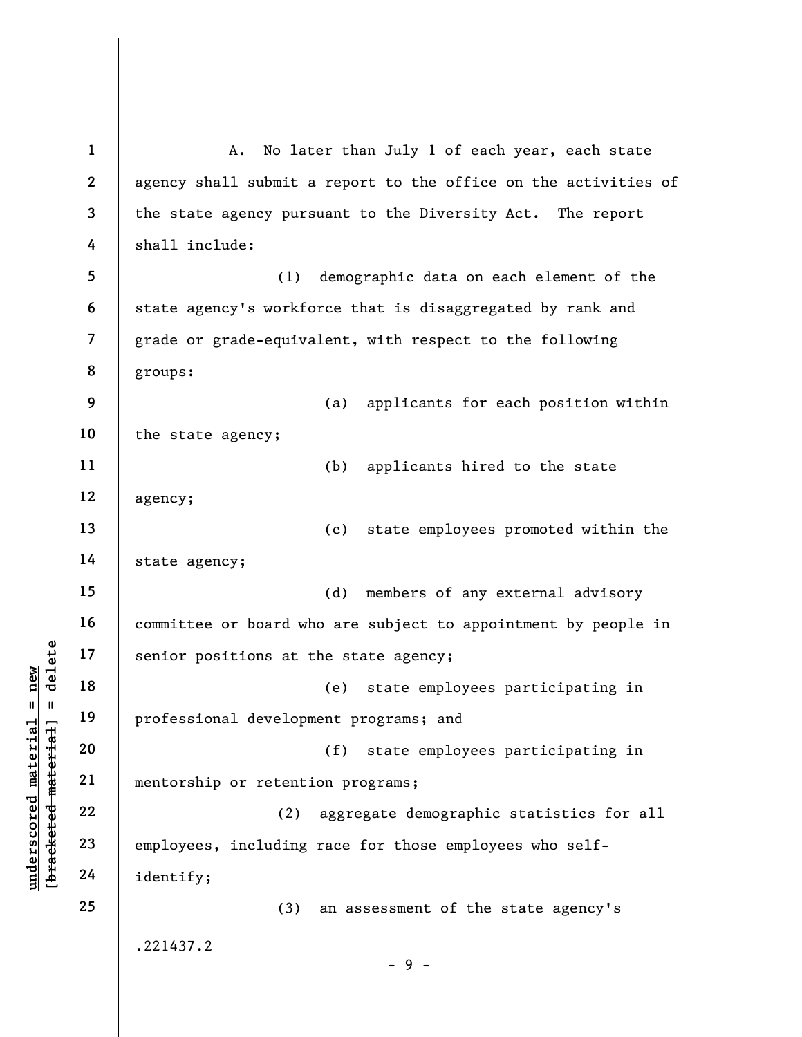A. No later than July 1 of each year, each state agency shall submit a report to the office on the activities of the state agency pursuant to the Diversity Act. The report shall include:

(1) demographic data on each element of the state agency's workforce that is disaggregated by rank and grade or grade-equivalent, with respect to the following groups:

(a) applicants for each position within the state agency;

(b) applicants hired to the state agency;

(c) state employees promoted within the state agency;

(d) members of any external advisory committee or board who are subject to appointment by people in senior positions at the state agency;

(e) state employees participating in professional development programs; and

(f) state employees participating in mentorship or retention programs;

(2) aggregate demographic statistics for all employees, including race for those employees who self-identify;

(3) an assessment of the state agency's

.221437.2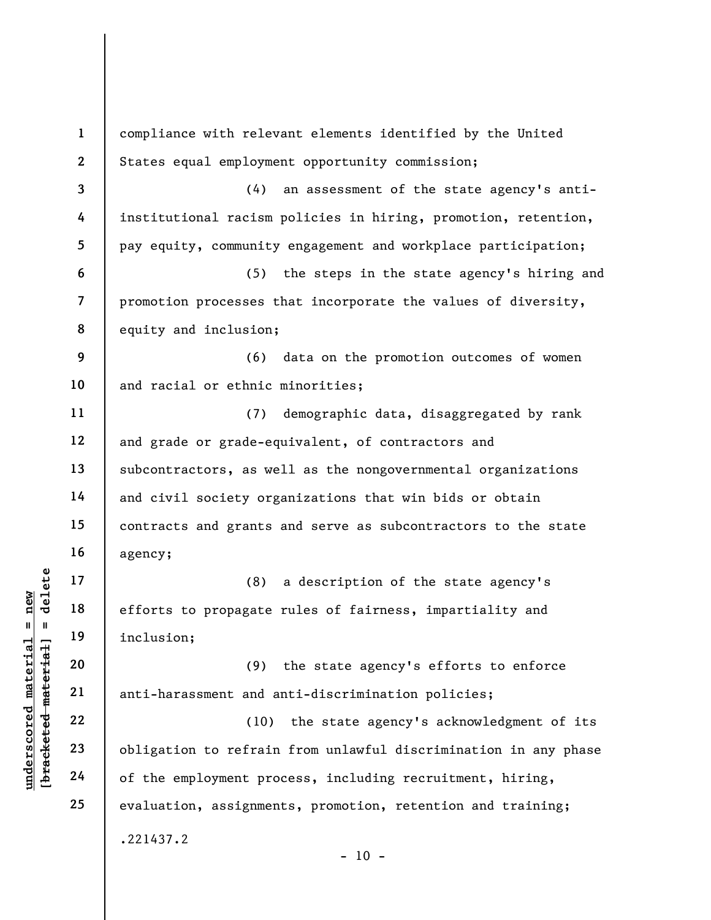compliance with relevant elements identified by the United States equal employment opportunity commission;

(4) an assessment of the state agency's anti-institutional racism policies in hiring, promotion, retention, pay equity, community engagement and workplace participation;

(5) the steps in the state agency's hiring and promotion processes that incorporate the values of diversity, equity and inclusion;

(6) data on the promotion outcomes of women and racial or ethnic minorities;

(7) demographic data, disaggregated by rank and grade or grade-equivalent, of contractors and subcontractors, as well as the nongovernmental organizations and civil society organizations that win bids or obtain contracts and grants and serve as subcontractors to the state agency;

(8) a description of the state agency's efforts to propagate rules of fairness, impartiality and inclusion;

(9) the state agency's efforts to enforce anti-harassment and anti-discrimination policies;

(10) the state agency's acknowledgment of its obligation to refrain from unlawful discrimination in any phase of the employment process, including recruitment, hiring, evaluation, assignments, promotion, retention and training;

.221437.2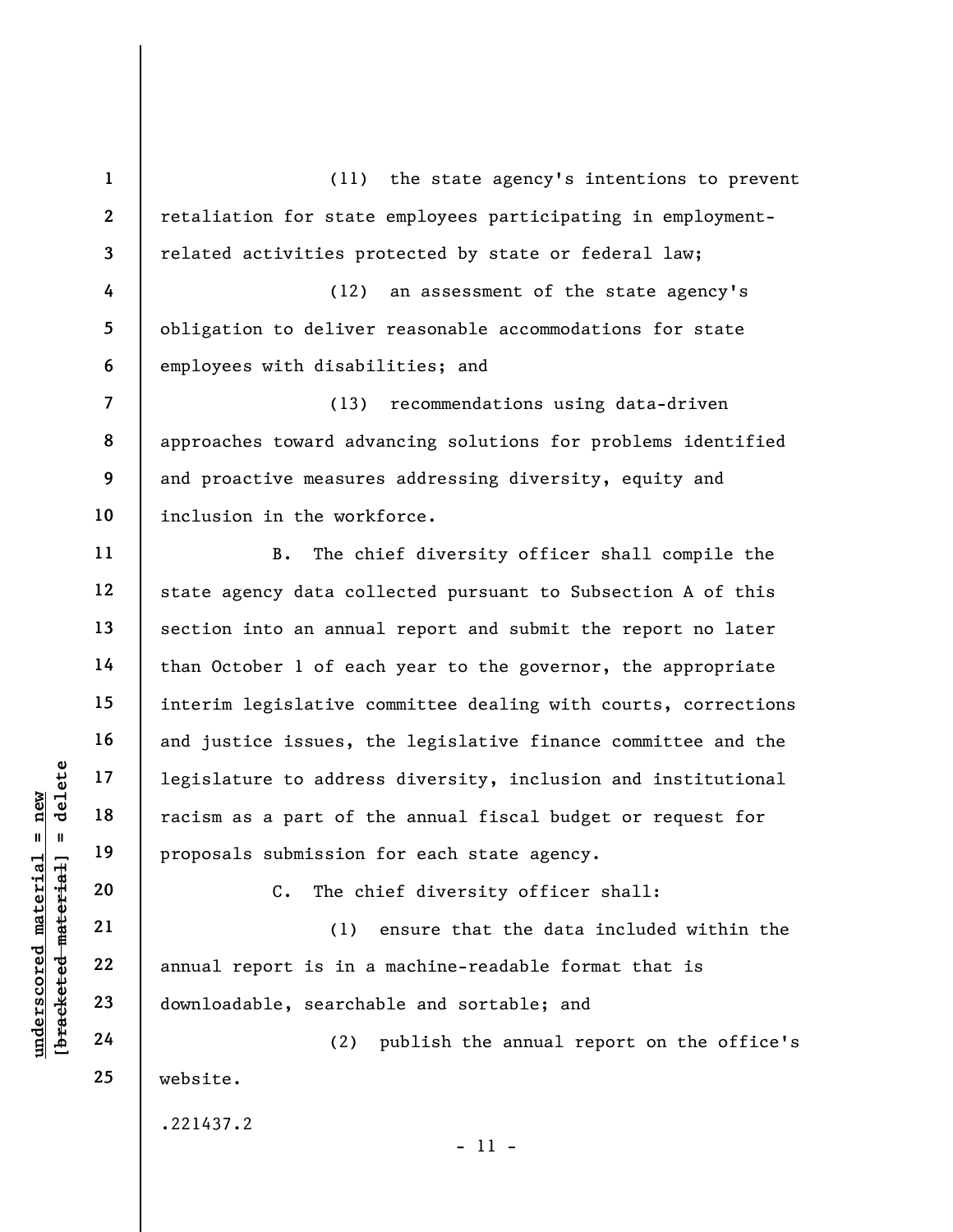(11) the state agency's intentions to prevent retaliation for state employees participating in employment-related activities protected by state or federal law;

(12) an assessment of the state agency's obligation to deliver reasonable accommodations for state employees with disabilities; and

(13) recommendations using data-driven approaches toward advancing solutions for problems identified and proactive measures addressing diversity, equity and inclusion in the workforce.

B. The chief diversity officer shall compile the state agency data collected pursuant to Subsection A of this section into an annual report and submit the report no later than October 1 of each year to the governor, the appropriate interim legislative committee dealing with courts, corrections and justice issues, the legislative finance committee and the legislature to address diversity, inclusion and institutional racism as a part of the annual fiscal budget or request for proposals submission for each state agency.

C. The chief diversity officer shall:

(1) ensure that the data included within the annual report is in a machine-readable format that is downloadable, searchable and sortable; and

(2) publish the annual report on the office's website.

.221437.2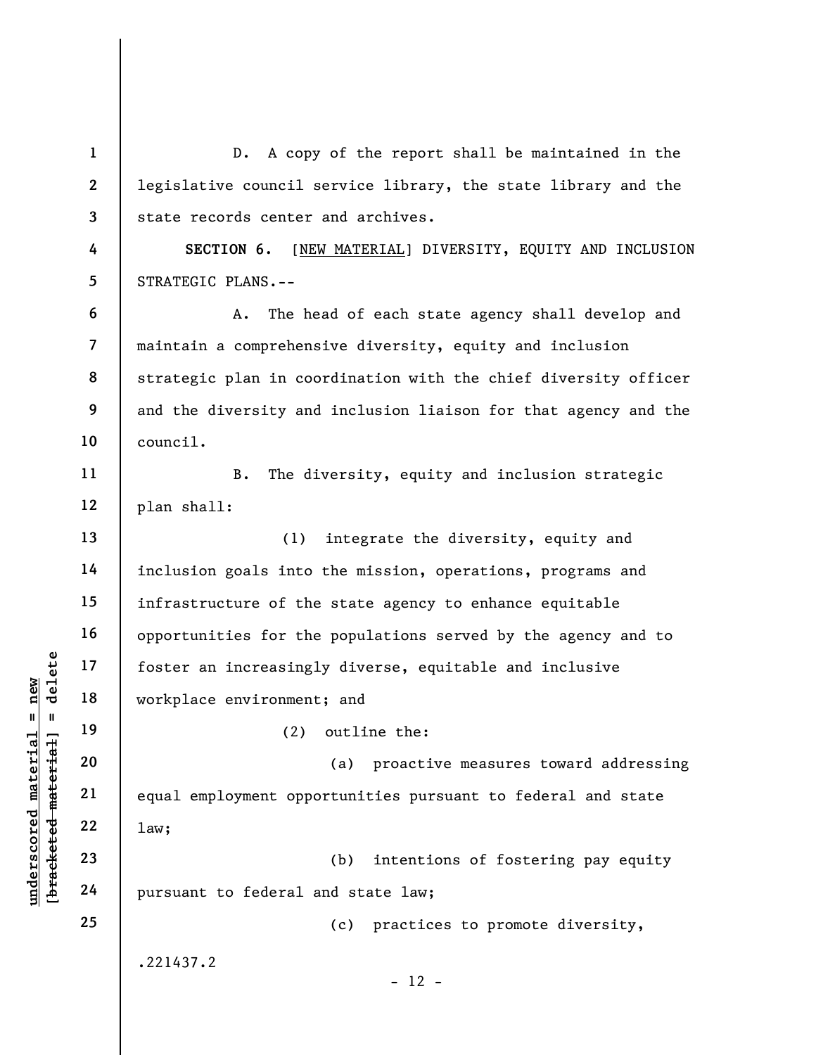D. A copy of the report shall be maintained in the legislative council service library, the state library and the state records center and archives.

**SECTION 6.** [NEW MATERIAL] DIVERSITY, EQUITY AND INCLUSION STRATEGIC PLANS.--

A. The head of each state agency shall develop and maintain a comprehensive diversity, equity and inclusion strategic plan in coordination with the chief diversity officer and the diversity and inclusion liaison for that agency and the council.

B. The diversity, equity and inclusion strategic plan shall:

(1) integrate the diversity, equity and inclusion goals into the mission, operations, programs and infrastructure of the state agency to enhance equitable opportunities for the populations served by the agency and to foster an increasingly diverse, equitable and inclusive workplace environment; and

(2) outline the:

(a) proactive measures toward addressing equal employment opportunities pursuant to federal and state law;

(b) intentions of fostering pay equity pursuant to federal and state law;

(c) practices to promote diversity,

.221437.2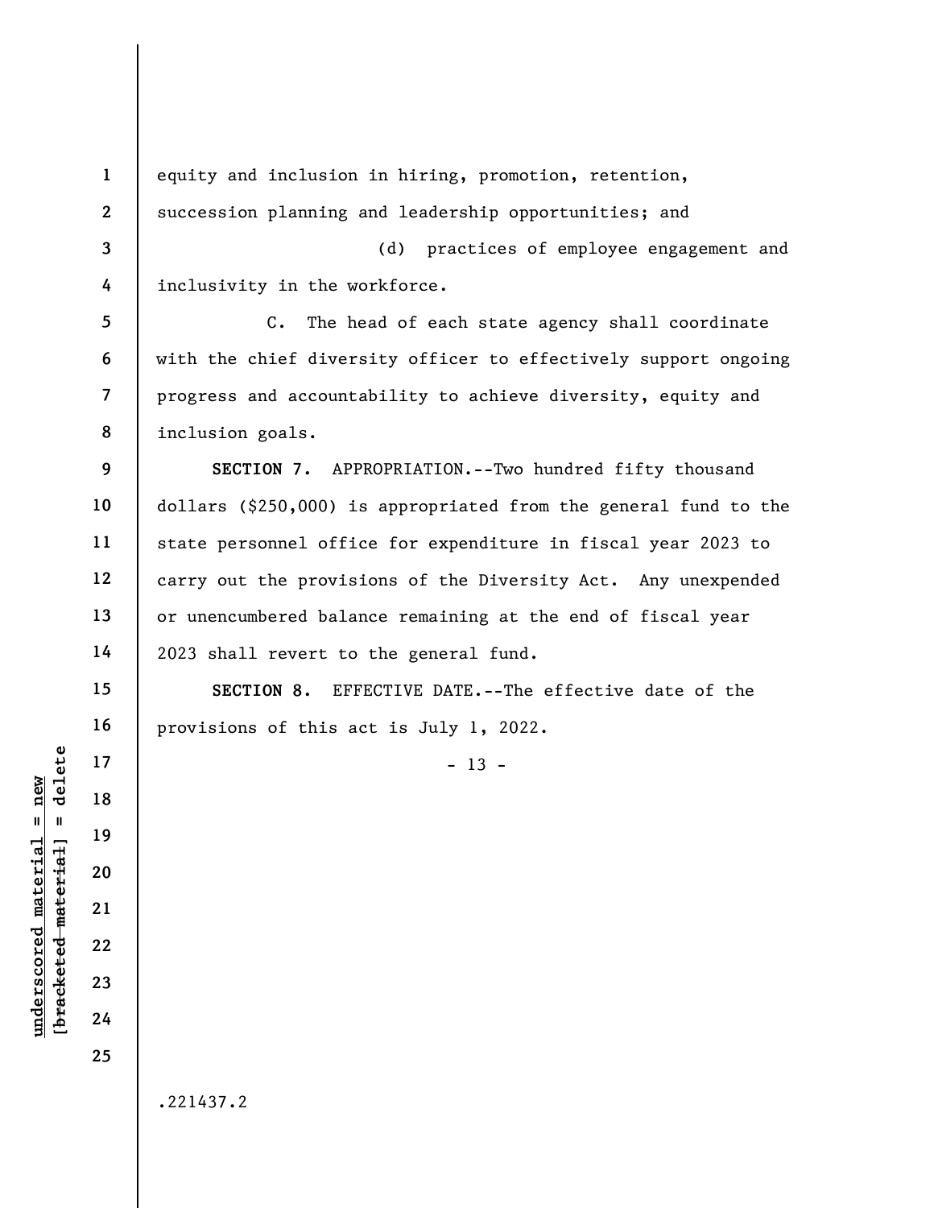equity and inclusion in hiring, promotion, retention, succession planning and leadership opportunities; and

(d) practices of employee engagement and inclusivity in the workforce.

C. The head of each state agency shall coordinate with the chief diversity officer to effectively support ongoing progress and accountability to achieve diversity, equity and inclusion goals.

**SECTION 7.** APPROPRIATION.--Two hundred fifty thousand dollars ($250,000) is appropriated from the general fund to the state personnel office for expenditure in fiscal year 2023 to carry out the provisions of the Diversity Act. Any unexpended or unencumbered balance remaining at the end of fiscal year 2023 shall revert to the general fund.

**SECTION 8.** EFFECTIVE DATE.--The effective date of the provisions of this act is July 1, 2022.

.221437.2